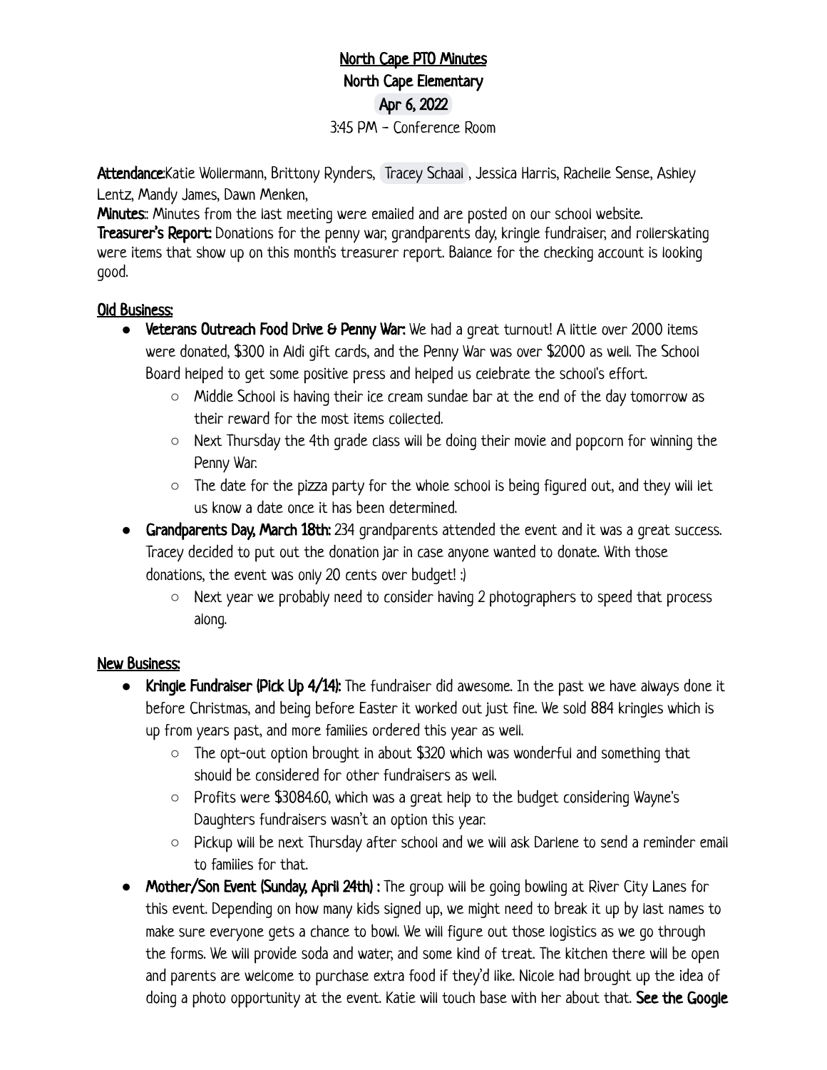<u>North Cape PTO Minutes</u>
<u>North Cape Elementary</u>
Apr 6, 2022
3:45 PM - Conference Room

**Attendance**:Katie Wollermann, Brittony Rynders, Tracey Schaal, Jessica Harris, Rachelle Sense, Ashley Lentz, Mandy James, Dawn Menken,
**Minutes**:: Minutes from the last meeting were emailed and are posted on our school website.
**Treasurer's Report:** Donations for the penny war, grandparents day, kringle fundraiser, and rollerskating were items that show up on this month's treasurer report. Balance for the checking account is looking good.

## Old Business:

- **Veterans Outreach Food Drive & Penny War:** We had a great turnout! A little over 2000 items were donated, $300 in Aldi gift cards, and the Penny War was over $2000 as well. The School Board helped to get some positive press and helped us celebrate the school's effort.
    - Middle School is having their ice cream sundae bar at the end of the day tomorrow as their reward for the most items collected.
    - Next Thursday the 4th grade class will be doing their movie and popcorn for winning the Penny War.
    - The date for the pizza party for the whole school is being figured out, and they will let us know a date once it has been determined.
- **Grandparents Day, March 18th:** 234 grandparents attended the event and it was a great success. Tracey decided to put out the donation jar in case anyone wanted to donate. With those donations, the event was only 20 cents over budget! :)
    - Next year we probably need to consider having 2 photographers to speed that process along.

## New Business:

- **Kringle Fundraiser (Pick Up 4/14):** The fundraiser did awesome. In the past we have always done it before Christmas, and being before Easter it worked out just fine. We sold 884 kringles which is up from years past, and more families ordered this year as well.
    - The opt-out option brought in about $320 which was wonderful and something that should be considered for other fundraisers as well.
    - Profits were $3084.60, which was a great help to the budget considering Wayne's Daughters fundraisers wasn't an option this year.
    - Pickup will be next Thursday after school and we will ask Darlene to send a reminder email to families for that.
- **Mother/Son Event (Sunday, April 24th) :** The group will be going bowling at River City Lanes for this event. Depending on how many kids signed up, we might need to break it up by last names to make sure everyone gets a chance to bowl. We will figure out those logistics as we go through the forms. We will provide soda and water, and some kind of treat. The kitchen there will be open and parents are welcome to purchase extra food if they'd like. Nicole had brought up the idea of doing a photo opportunity at the event. Katie will touch base with her about that. **See the Google**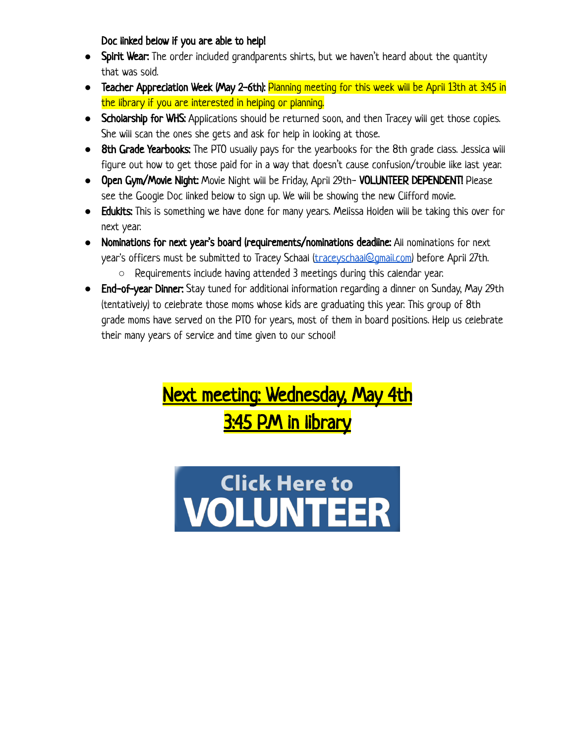**Doc linked below if you are able to help!**

- **Spirit Wear:** The order included grandparents shirts, but we haven't heard about the quantity that was sold.
- **Teacher Appreciation Week (May 2-6th):** Planning meeting for this week will be April 13th at 3:45 in the library if you are interested in helping or planning.
- **Scholarship for WHS:** Applications should be returned soon, and then Tracey will get those copies. She will scan the ones she gets and ask for help in looking at those.
- **8th Grade Yearbooks:** The PTO usually pays for the yearbooks for the 8th grade class. Jessica will figure out how to get those paid for in a way that doesn't cause confusion/trouble like last year.
- **Open Gym/Movie Night:** Movie Night will be Friday, April 29th- **VOLUNTEER DEPENDENT!** Please see the Google Doc linked below to sign up. We will be showing the new Clifford movie.
- **Edukits:** This is something we have done for many years. Melissa Holden will be taking this over for next year.
- **Nominations for next year's board (requirements/nominations deadline:** All nominations for next year's officers must be submitted to Tracey Schaal (traceyschaal@gmail.com) before April 27th.
  - Requirements include having attended 3 meetings during this calendar year.
- **End-of-year Dinner:** Stay tuned for additional information regarding a dinner on Sunday, May 29th (tentatively) to celebrate those moms whose kids are graduating this year. This group of 8th grade moms have served on the PTO for years, most of them in board positions. Help us celebrate their many years of service and time given to our school!

## Next meeting: Wednesday, May 4th
## 3:45 P.M in library

Click Here to VOLUNTEER